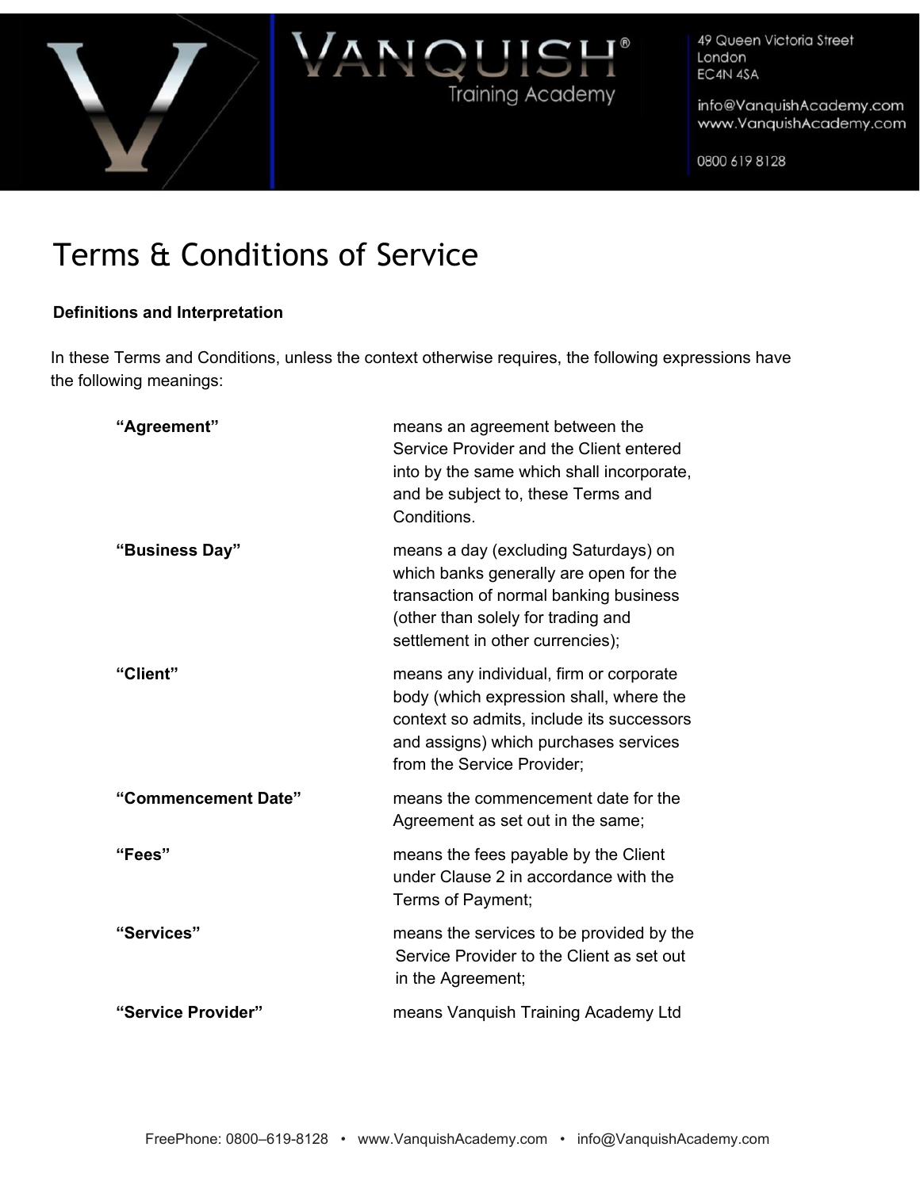# Terms & Conditions of Service

**Definitions and Interpretation**

In these Terms and Conditions, unless the context otherwise requires, the following expressions have the following meanings:

| | |
|---|---|
| **"Agreement"** | means an agreement between the Service Provider and the Client entered into by the same which shall incorporate, and be subject to, these Terms and Conditions. |
| **"Business Day"** | means a day (excluding Saturdays) on which banks generally are open for the transaction of normal banking business (other than solely for trading and settlement in other currencies); |
| **"Client"** | means any individual, firm or corporate body (which expression shall, where the context so admits, include its successors and assigns) which purchases services from the Service Provider; |
| **"Commencement Date"** | means the commencement date for the Agreement as set out in the same; |
| **"Fees"** | means the fees payable by the Client under Clause 2 in accordance with the Terms of Payment; |
| **"Services"** | means the services to be provided by the Service Provider to the Client as set out in the Agreement; |
| **"Service Provider"** | means Vanquish Training Academy Ltd |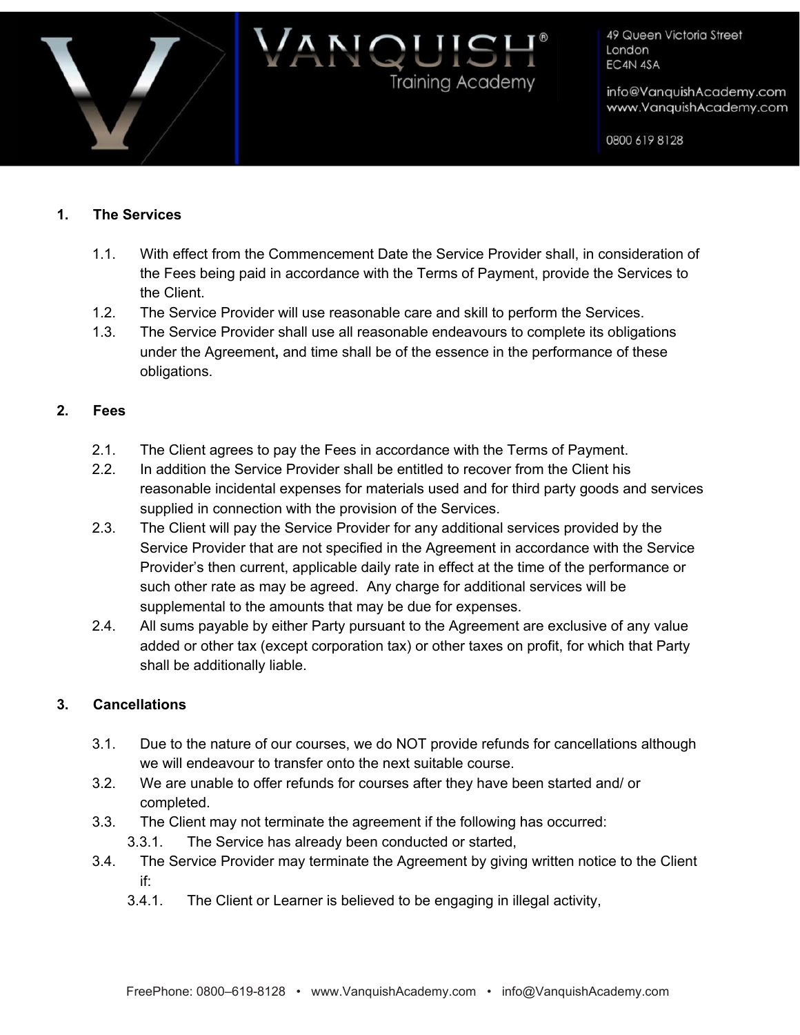## 1. The Services

1.1. With effect from the Commencement Date the Service Provider shall, in consideration of the Fees being paid in accordance with the Terms of Payment, provide the Services to the Client.

1.2. The Service Provider will use reasonable care and skill to perform the Services.

1.3. The Service Provider shall use all reasonable endeavours to complete its obligations under the Agreement**,** and time shall be of the essence in the performance of these obligations.

## 2. Fees

2.1. The Client agrees to pay the Fees in accordance with the Terms of Payment.

2.2. In addition the Service Provider shall be entitled to recover from the Client his reasonable incidental expenses for materials used and for third party goods and services supplied in connection with the provision of the Services.

2.3. The Client will pay the Service Provider for any additional services provided by the Service Provider that are not specified in the Agreement in accordance with the Service Provider's then current, applicable daily rate in effect at the time of the performance or such other rate as may be agreed. Any charge for additional services will be supplemental to the amounts that may be due for expenses.

2.4. All sums payable by either Party pursuant to the Agreement are exclusive of any value added or other tax (except corporation tax) or other taxes on profit, for which that Party shall be additionally liable.

## 3. Cancellations

3.1. Due to the nature of our courses, we do NOT provide refunds for cancellations although we will endeavour to transfer onto the next suitable course.

3.2. We are unable to offer refunds for courses after they have been started and/ or completed.

3.3. The Client may not terminate the agreement if the following has occurred:

3.3.1. The Service has already been conducted or started,

3.4. The Service Provider may terminate the Agreement by giving written notice to the Client if:

3.4.1. The Client or Learner is believed to be engaging in illegal activity,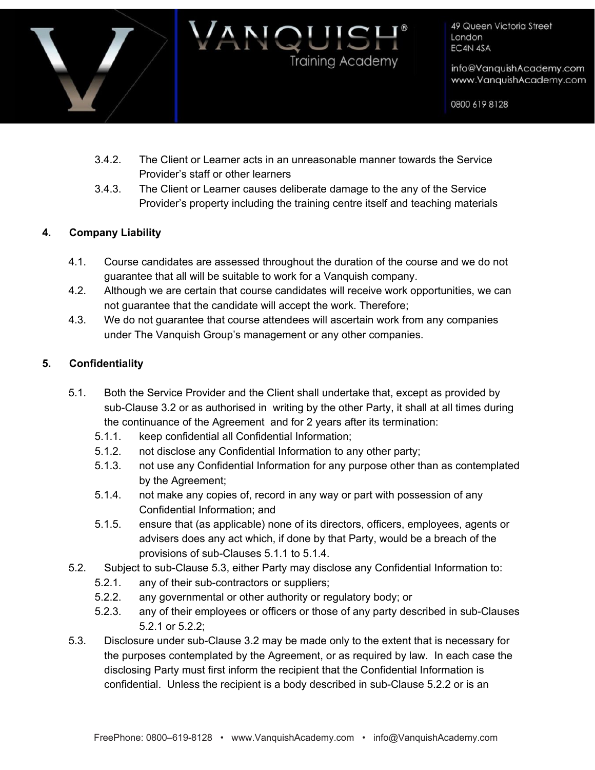3.4.2. The Client or Learner acts in an unreasonable manner towards the Service Provider's staff or other learners

3.4.3. The Client or Learner causes deliberate damage to the any of the Service Provider's property including the training centre itself and teaching materials

## 4. Company Liability

4.1. Course candidates are assessed throughout the duration of the course and we do not guarantee that all will be suitable to work for a Vanquish company.

4.2. Although we are certain that course candidates will receive work opportunities, we can not guarantee that the candidate will accept the work. Therefore;

4.3. We do not guarantee that course attendees will ascertain work from any companies under The Vanquish Group's management or any other companies.

## 5. Confidentiality

5.1. Both the Service Provider and the Client shall undertake that, except as provided by sub-Clause 3.2 or as authorised in writing by the other Party, it shall at all times during the continuance of the Agreement and for 2 years after its termination:

5.1.1. keep confidential all Confidential Information;

5.1.2. not disclose any Confidential Information to any other party;

5.1.3. not use any Confidential Information for any purpose other than as contemplated by the Agreement;

5.1.4. not make any copies of, record in any way or part with possession of any Confidential Information; and

5.1.5. ensure that (as applicable) none of its directors, officers, employees, agents or advisers does any act which, if done by that Party, would be a breach of the provisions of sub-Clauses 5.1.1 to 5.1.4.

5.2. Subject to sub-Clause 5.3, either Party may disclose any Confidential Information to:

5.2.1. any of their sub-contractors or suppliers;

5.2.2. any governmental or other authority or regulatory body; or

5.2.3. any of their employees or officers or those of any party described in sub-Clauses 5.2.1 or 5.2.2;

5.3. Disclosure under sub-Clause 3.2 may be made only to the extent that is necessary for the purposes contemplated by the Agreement, or as required by law. In each case the disclosing Party must first inform the recipient that the Confidential Information is confidential. Unless the recipient is a body described in sub-Clause 5.2.2 or is an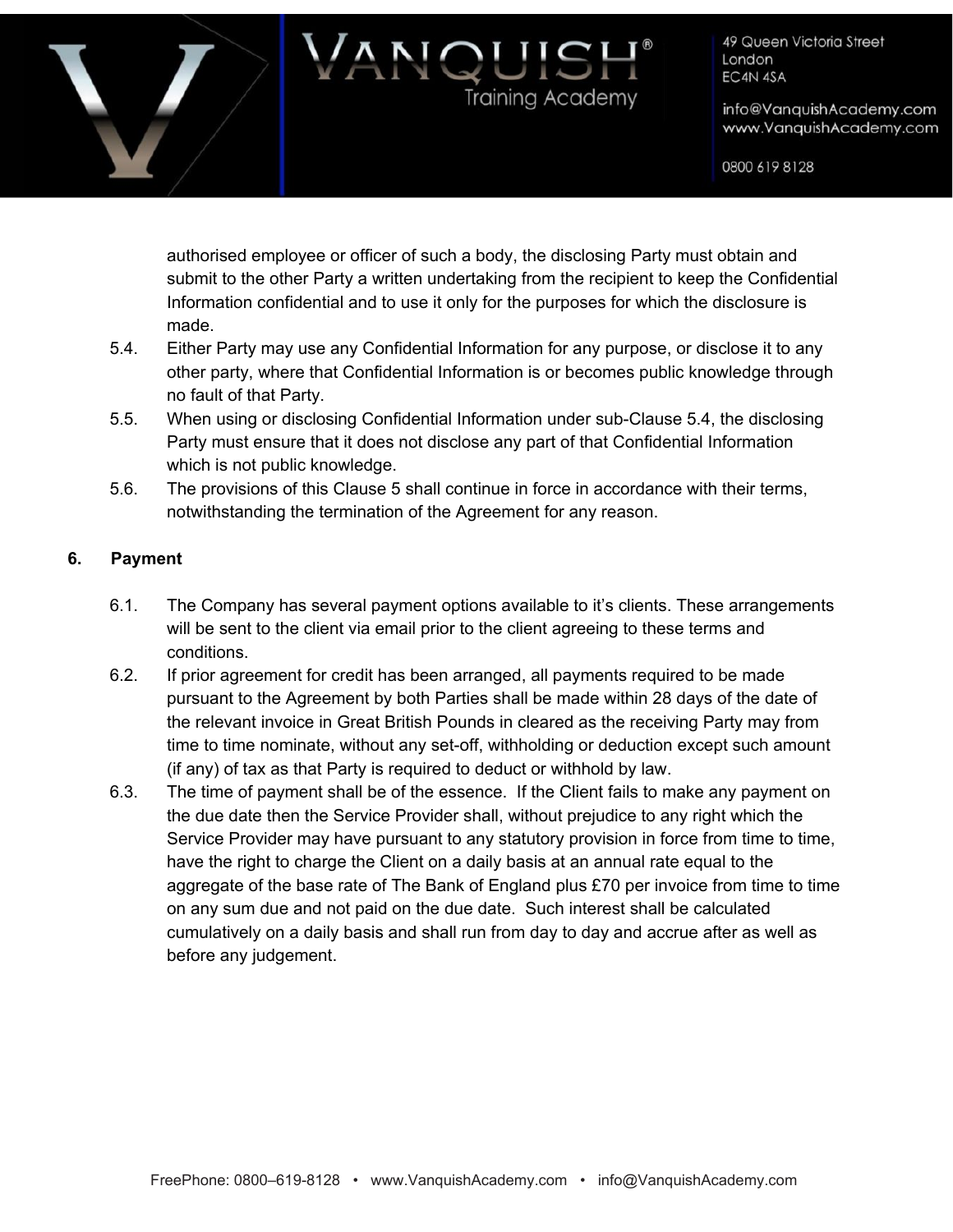authorised employee or officer of such a body, the disclosing Party must obtain and submit to the other Party a written undertaking from the recipient to keep the Confidential Information confidential and to use it only for the purposes for which the disclosure is made.

5.4. Either Party may use any Confidential Information for any purpose, or disclose it to any other party, where that Confidential Information is or becomes public knowledge through no fault of that Party.

5.5. When using or disclosing Confidential Information under sub-Clause 5.4, the disclosing Party must ensure that it does not disclose any part of that Confidential Information which is not public knowledge.

5.6. The provisions of this Clause 5 shall continue in force in accordance with their terms, notwithstanding the termination of the Agreement for any reason.

## 6. Payment

6.1. The Company has several payment options available to it's clients. These arrangements will be sent to the client via email prior to the client agreeing to these terms and conditions.

6.2. If prior agreement for credit has been arranged, all payments required to be made pursuant to the Agreement by both Parties shall be made within 28 days of the date of the relevant invoice in Great British Pounds in cleared as the receiving Party may from time to time nominate, without any set-off, withholding or deduction except such amount (if any) of tax as that Party is required to deduct or withhold by law.

6.3. The time of payment shall be of the essence. If the Client fails to make any payment on the due date then the Service Provider shall, without prejudice to any right which the Service Provider may have pursuant to any statutory provision in force from time to time, have the right to charge the Client on a daily basis at an annual rate equal to the aggregate of the base rate of The Bank of England plus £70 per invoice from time to time on any sum due and not paid on the due date. Such interest shall be calculated cumulatively on a daily basis and shall run from day to day and accrue after as well as before any judgement.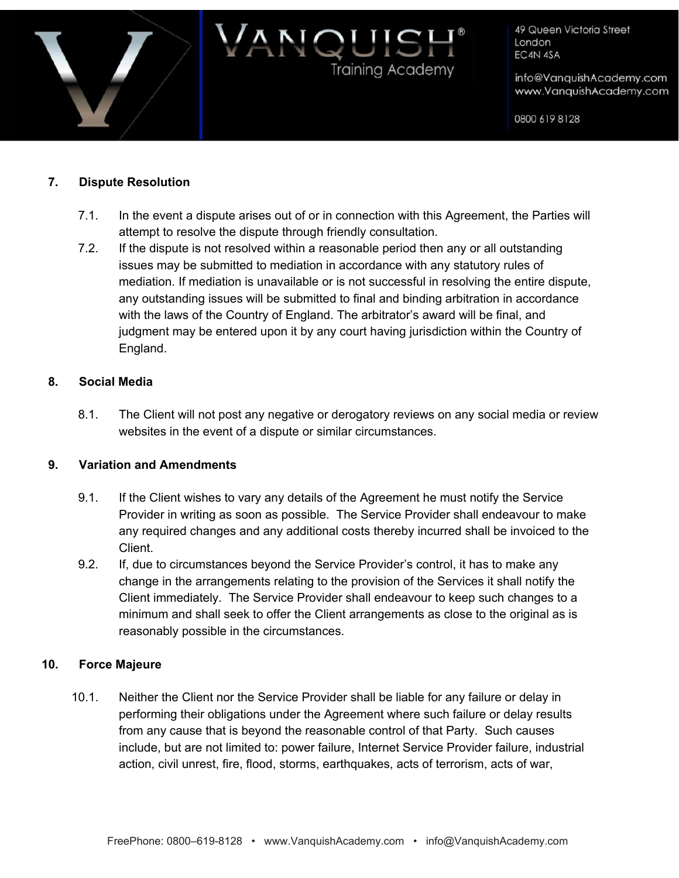## 7. Dispute Resolution

7.1. In the event a dispute arises out of or in connection with this Agreement, the Parties will attempt to resolve the dispute through friendly consultation.

7.2. If the dispute is not resolved within a reasonable period then any or all outstanding issues may be submitted to mediation in accordance with any statutory rules of mediation. If mediation is unavailable or is not successful in resolving the entire dispute, any outstanding issues will be submitted to final and binding arbitration in accordance with the laws of the Country of England. The arbitrator's award will be final, and judgment may be entered upon it by any court having jurisdiction within the Country of England.

## 8. Social Media

8.1. The Client will not post any negative or derogatory reviews on any social media or review websites in the event of a dispute or similar circumstances.

## 9. Variation and Amendments

9.1. If the Client wishes to vary any details of the Agreement he must notify the Service Provider in writing as soon as possible. The Service Provider shall endeavour to make any required changes and any additional costs thereby incurred shall be invoiced to the Client.

9.2. If, due to circumstances beyond the Service Provider's control, it has to make any change in the arrangements relating to the provision of the Services it shall notify the Client immediately. The Service Provider shall endeavour to keep such changes to a minimum and shall seek to offer the Client arrangements as close to the original as is reasonably possible in the circumstances.

## 10. Force Majeure

10.1. Neither the Client nor the Service Provider shall be liable for any failure or delay in performing their obligations under the Agreement where such failure or delay results from any cause that is beyond the reasonable control of that Party. Such causes include, but are not limited to: power failure, Internet Service Provider failure, industrial action, civil unrest, fire, flood, storms, earthquakes, acts of terrorism, acts of war,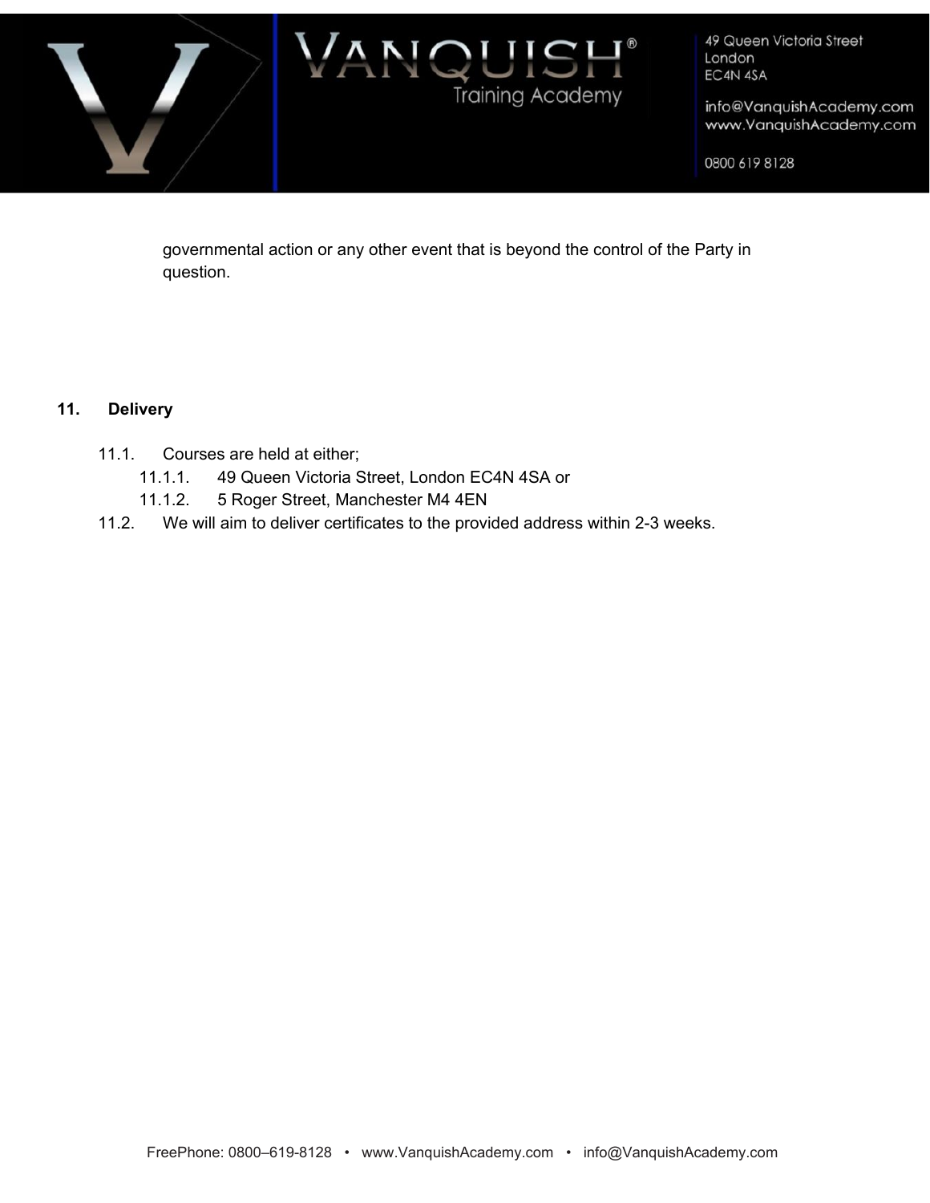governmental action or any other event that is beyond the control of the Party in question.

## 11. Delivery

11.1. Courses are held at either;

11.1.1. 49 Queen Victoria Street, London EC4N 4SA or

11.1.2. 5 Roger Street, Manchester M4 4EN

11.2. We will aim to deliver certificates to the provided address within 2-3 weeks.